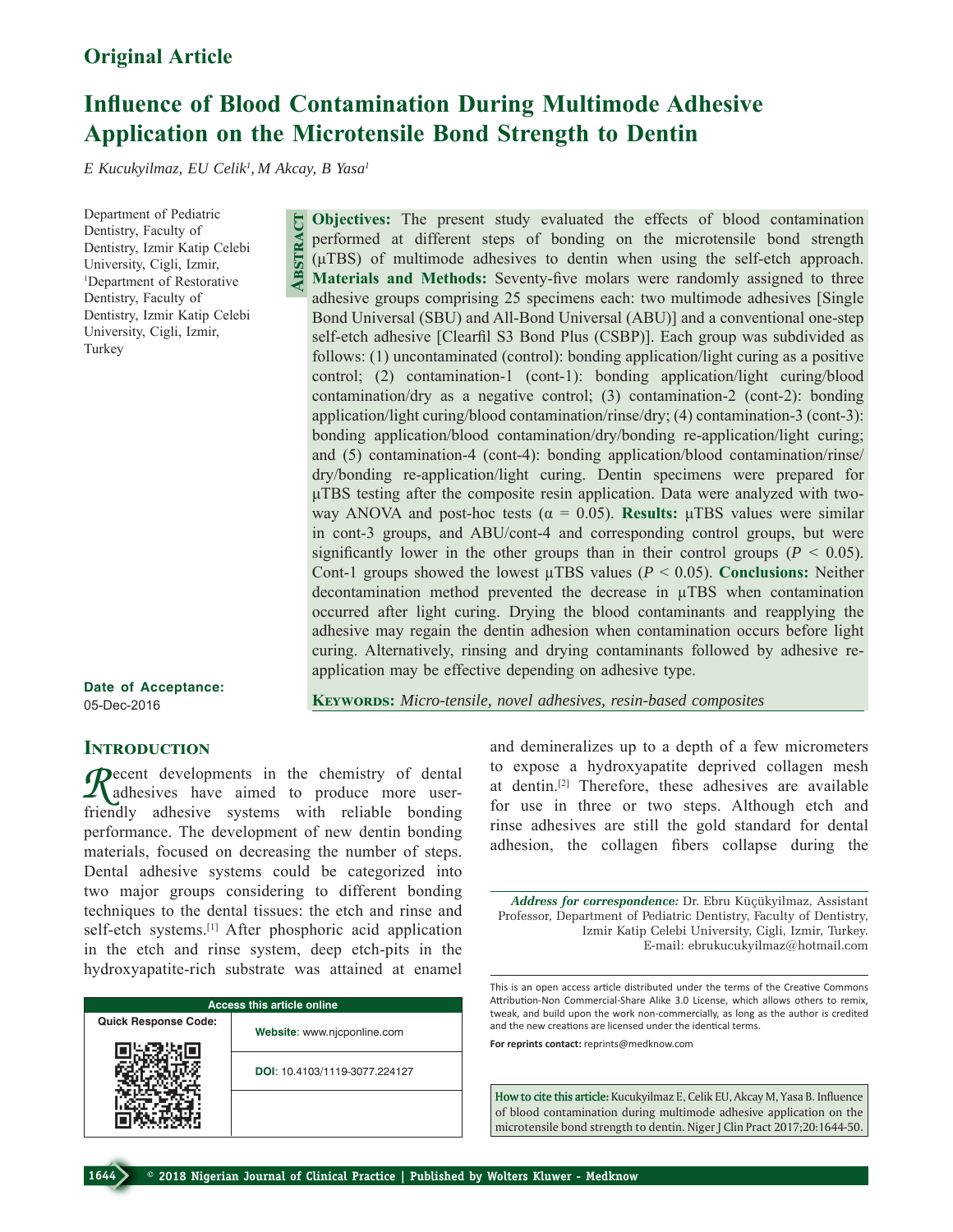## Original Article

# Influence of Blood Contamination During Multimode Adhesive Application on the Microtensile Bond Strength to Dentin

*E Kucukyilmaz, EU Celik[1], M Akcay, B Yasa[1]*

Department of Pediatric Dentistry, Faculty of Dentistry, Izmir Katip Celebi University, Cigli, Izmir, [1]Department of Restorative Dentistry, Faculty of Dentistry, Izmir Katip Celebi University, Cigli, Izmir, Turkey

**Date of Acceptance:**
05-Dec-2016

## Abstract

**Objectives:** The present study evaluated the effects of blood contamination performed at different steps of bonding on the microtensile bond strength (μTBS) of multimode adhesives to dentin when using the self-etch approach. **Materials and Methods:** Seventy-five molars were randomly assigned to three adhesive groups comprising 25 specimens each: two multimode adhesives [Single Bond Universal (SBU) and All-Bond Universal (ABU)] and a conventional one-step self-etch adhesive [Clearfil S3 Bond Plus (CSBP)]. Each group was subdivided as follows: (1) uncontaminated (control): bonding application/light curing as a positive control; (2) contamination-1 (cont-1): bonding application/light curing/blood contamination/dry as a negative control; (3) contamination-2 (cont-2): bonding application/light curing/blood contamination/rinse/dry; (4) contamination-3 (cont-3): bonding application/blood contamination/dry/bonding re-application/light curing; and (5) contamination-4 (cont-4): bonding application/blood contamination/rinse/dry/bonding re-application/light curing. Dentin specimens were prepared for μTBS testing after the composite resin application. Data were analyzed with two-way ANOVA and post-hoc tests ($\alpha = 0.05$). **Results:** μTBS values were similar in cont-3 groups, and ABU/cont-4 and corresponding control groups, but were significantly lower in the other groups than in their control groups ($P < 0.05$). Cont-1 groups showed the lowest μTBS values ($P < 0.05$). **Conclusions:** Neither decontamination method prevented the decrease in μTBS when contamination occurred after light curing. Drying the blood contaminants and reapplying the adhesive may regain the dentin adhesion when contamination occurs before light curing. Alternatively, rinsing and drying contaminants followed by adhesive re-application may be effective depending on adhesive type.

**Keywords:** *Micro-tensile, novel adhesives, resin-based composites*

## Introduction

Recent developments in the chemistry of dental adhesives have aimed to produce more user-friendly adhesive systems with reliable bonding performance. The development of new dentin bonding materials, focused on decreasing the number of steps. Dental adhesive systems could be categorized into two major groups considering to different bonding techniques to the dental tissues: the etch and rinse and self-etch systems.[1] After phosphoric acid application in the etch and rinse system, deep etch-pits in the hydroxyapatite-rich substrate was attained at enamel and demineralizes up to a depth of a few micrometers to expose a hydroxyapatite deprived collagen mesh at dentin.[2] Therefore, these adhesives are available for use in three or two steps. Although etch and rinse adhesives are still the gold standard for dental adhesion, the collagen fibers collapse during the

*Address for correspondence:* Dr. Ebru Küçükyilmaz, Assistant Professor, Department of Pediatric Dentistry, Faculty of Dentistry, Izmir Katip Celebi University, Cigli, Izmir, Turkey.
E-mail: ebrukucukyilmaz@hotmail.com

| Access this article online | |
|---|---|
| Quick Response Code: | Website: www.njcponline.com |
| | DOI: 10.4103/1119-3077.224127 |

This is an open access article distributed under the terms of the Creative Commons Attribution-Non Commercial-Share Alike 3.0 License, which allows others to remix, tweak, and build upon the work non-commercially, as long as the author is credited and the new creations are licensed under the identical terms.

**For reprints contact:** reprints@medknow.com

**How to cite this article:** Kucukyilmaz E, Celik EU, Akcay M, Yasa B. Influence of blood contamination during multimode adhesive application on the microtensile bond strength to dentin. Niger J Clin Pract 2017;20:1644-50.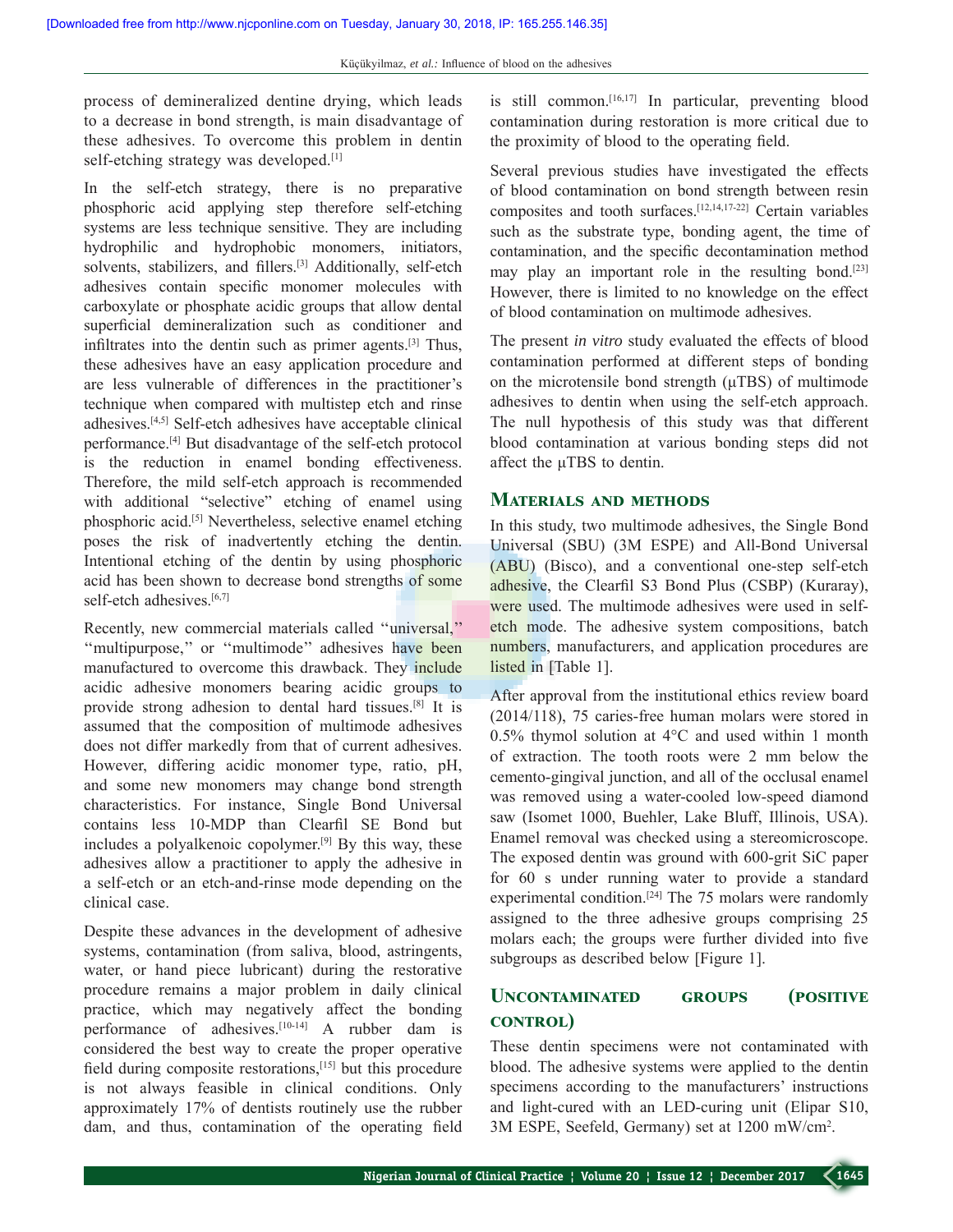process of demineralized dentine drying, which leads to a decrease in bond strength, is main disadvantage of these adhesives. To overcome this problem in dentin self-etching strategy was developed.[1]

In the self-etch strategy, there is no preparative phosphoric acid applying step therefore self-etching systems are less technique sensitive. They are including hydrophilic and hydrophobic monomers, initiators, solvents, stabilizers, and fillers.[3] Additionally, self-etch adhesives contain specific monomer molecules with carboxylate or phosphate acidic groups that allow dental superficial demineralization such as conditioner and infiltrates into the dentin such as primer agents.[3] Thus, these adhesives have an easy application procedure and are less vulnerable of differences in the practitioner's technique when compared with multistep etch and rinse adhesives.[4,5] Self-etch adhesives have acceptable clinical performance.[4] But disadvantage of the self-etch protocol is the reduction in enamel bonding effectiveness. Therefore, the mild self-etch approach is recommended with additional "selective" etching of enamel using phosphoric acid.[5] Nevertheless, selective enamel etching poses the risk of inadvertently etching the dentin. Intentional etching of the dentin by using phosphoric acid has been shown to decrease bond strengths of some self-etch adhesives.[6,7]

Recently, new commercial materials called "universal," "multipurpose," or "multimode" adhesives have been manufactured to overcome this drawback. They include acidic adhesive monomers bearing acidic groups to provide strong adhesion to dental hard tissues.[8] It is assumed that the composition of multimode adhesives does not differ markedly from that of current adhesives. However, differing acidic monomer type, ratio, pH, and some new monomers may change bond strength characteristics. For instance, Single Bond Universal contains less 10-MDP than Clearfil SE Bond but includes a polyalkenoic copolymer.[9] By this way, these adhesives allow a practitioner to apply the adhesive in a self-etch or an etch-and-rinse mode depending on the clinical case.

Despite these advances in the development of adhesive systems, contamination (from saliva, blood, astringents, water, or hand piece lubricant) during the restorative procedure remains a major problem in daily clinical practice, which may negatively affect the bonding performance of adhesives.[10-14] A rubber dam is considered the best way to create the proper operative field during composite restorations,[15] but this procedure is not always feasible in clinical conditions. Only approximately 17% of dentists routinely use the rubber dam, and thus, contamination of the operating field is still common.[16,17] In particular, preventing blood contamination during restoration is more critical due to the proximity of blood to the operating field.

Several previous studies have investigated the effects of blood contamination on bond strength between resin composites and tooth surfaces.[12,14,17-22] Certain variables such as the substrate type, bonding agent, the time of contamination, and the specific decontamination method may play an important role in the resulting bond.[23] However, there is limited to no knowledge on the effect of blood contamination on multimode adhesives.

The present *in vitro* study evaluated the effects of blood contamination performed at different steps of bonding on the microtensile bond strength (μTBS) of multimode adhesives to dentin when using the self-etch approach. The null hypothesis of this study was that different blood contamination at various bonding steps did not affect the μTBS to dentin.

## Materials and Methods

In this study, two multimode adhesives, the Single Bond Universal (SBU) (3M ESPE) and All-Bond Universal (ABU) (Bisco), and a conventional one-step self-etch adhesive, the Clearfil S3 Bond Plus (CSBP) (Kuraray), were used. The multimode adhesives were used in self-etch mode. The adhesive system compositions, batch numbers, manufacturers, and application procedures are listed in [Table 1].

After approval from the institutional ethics review board (2014/118), 75 caries-free human molars were stored in 0.5% thymol solution at 4°C and used within 1 month of extraction. The tooth roots were 2 mm below the cemento-gingival junction, and all of the occlusal enamel was removed using a water-cooled low-speed diamond saw (Isomet 1000, Buehler, Lake Bluff, Illinois, USA). Enamel removal was checked using a stereomicroscope. The exposed dentin was ground with 600-grit SiC paper for 60 s under running water to provide a standard experimental condition.[24] The 75 molars were randomly assigned to the three adhesive groups comprising 25 molars each; the groups were further divided into five subgroups as described below [Figure 1].

## Uncontaminated groups (positive control)

These dentin specimens were not contaminated with blood. The adhesive systems were applied to the dentin specimens according to the manufacturers' instructions and light-cured with an LED-curing unit (Elipar S10, 3M ESPE, Seefeld, Germany) set at 1200 mW/cm$^2$.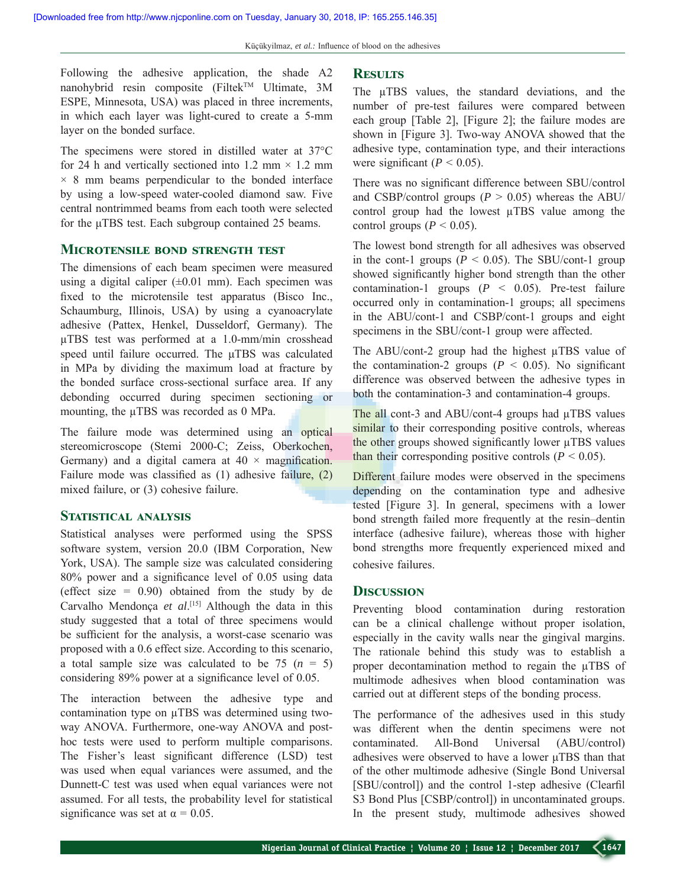Following the adhesive application, the shade A2 nanohybrid resin composite (Filtek™ Ultimate, 3M ESPE, Minnesota, USA) was placed in three increments, in which each layer was light-cured to create a 5-mm layer on the bonded surface.

The specimens were stored in distilled water at 37°C for 24 h and vertically sectioned into 1.2 mm × 1.2 mm × 8 mm beams perpendicular to the bonded interface by using a low-speed water-cooled diamond saw. Five central nontrimmed beams from each tooth were selected for the μTBS test. Each subgroup contained 25 beams.

## Microtensile bond strength test

The dimensions of each beam specimen were measured using a digital caliper (±0.01 mm). Each specimen was fixed to the microtensile test apparatus (Bisco Inc., Schaumburg, Illinois, USA) by using a cyanoacrylate adhesive (Pattex, Henkel, Dusseldorf, Germany). The μTBS test was performed at a 1.0-mm/min crosshead speed until failure occurred. The μTBS was calculated in MPa by dividing the maximum load at fracture by the bonded surface cross-sectional surface area. If any debonding occurred during specimen sectioning or mounting, the μTBS was recorded as 0 MPa.

The failure mode was determined using an optical stereomicroscope (Stemi 2000-C; Zeiss, Oberkochen, Germany) and a digital camera at 40 × magnification. Failure mode was classified as (1) adhesive failure, (2) mixed failure, or (3) cohesive failure.

## Statistical analysis

Statistical analyses were performed using the SPSS software system, version 20.0 (IBM Corporation, New York, USA). The sample size was calculated considering 80% power and a significance level of 0.05 using data (effect size = 0.90) obtained from the study by de Carvalho Mendonça *et al*.[15] Although the data in this study suggested that a total of three specimens would be sufficient for the analysis, a worst-case scenario was proposed with a 0.6 effect size. According to this scenario, a total sample size was calculated to be 75 ($n$ = 5) considering 89% power at a significance level of 0.05.

The interaction between the adhesive type and contamination type on μTBS was determined using two-way ANOVA. Furthermore, one-way ANOVA and post-hoc tests were used to perform multiple comparisons. The Fisher's least significant difference (LSD) test was used when equal variances were assumed, and the Dunnett-C test was used when equal variances were not assumed. For all tests, the probability level for statistical significance was set at $\alpha = 0.05$.

## Results

The μTBS values, the standard deviations, and the number of pre-test failures were compared between each group [Table 2], [Figure 2]; the failure modes are shown in [Figure 3]. Two-way ANOVA showed that the adhesive type, contamination type, and their interactions were significant ($P < 0.05$).

There was no significant difference between SBU/control and CSBP/control groups ($P > 0.05$) whereas the ABU/control group had the lowest μTBS value among the control groups ($P < 0.05$).

The lowest bond strength for all adhesives was observed in the cont-1 groups ($P < 0.05$). The SBU/cont-1 group showed significantly higher bond strength than the other contamination-1 groups ($P < 0.05$). Pre-test failure occurred only in contamination-1 groups; all specimens in the ABU/cont-1 and CSBP/cont-1 groups and eight specimens in the SBU/cont-1 group were affected.

The ABU/cont-2 group had the highest μTBS value of the contamination-2 groups ($P < 0.05$). No significant difference was observed between the adhesive types in both the contamination-3 and contamination-4 groups.

The all cont-3 and ABU/cont-4 groups had μTBS values similar to their corresponding positive controls, whereas the other groups showed significantly lower μTBS values than their corresponding positive controls ($P < 0.05$).

Different failure modes were observed in the specimens depending on the contamination type and adhesive tested [Figure 3]. In general, specimens with a lower bond strength failed more frequently at the resin–dentin interface (adhesive failure), whereas those with higher bond strengths more frequently experienced mixed and cohesive failures.

## Discussion

Preventing blood contamination during restoration can be a clinical challenge without proper isolation, especially in the cavity walls near the gingival margins. The rationale behind this study was to establish a proper decontamination method to regain the μTBS of multimode adhesives when blood contamination was carried out at different steps of the bonding process.

The performance of the adhesives used in this study was different when the dentin specimens were not contaminated. All-Bond Universal (ABU/control) adhesives were observed to have a lower μTBS than that of the other multimode adhesive (Single Bond Universal [SBU/control]) and the control 1-step adhesive (Clearfil S3 Bond Plus [CSBP/control]) in uncontaminated groups. In the present study, multimode adhesives showed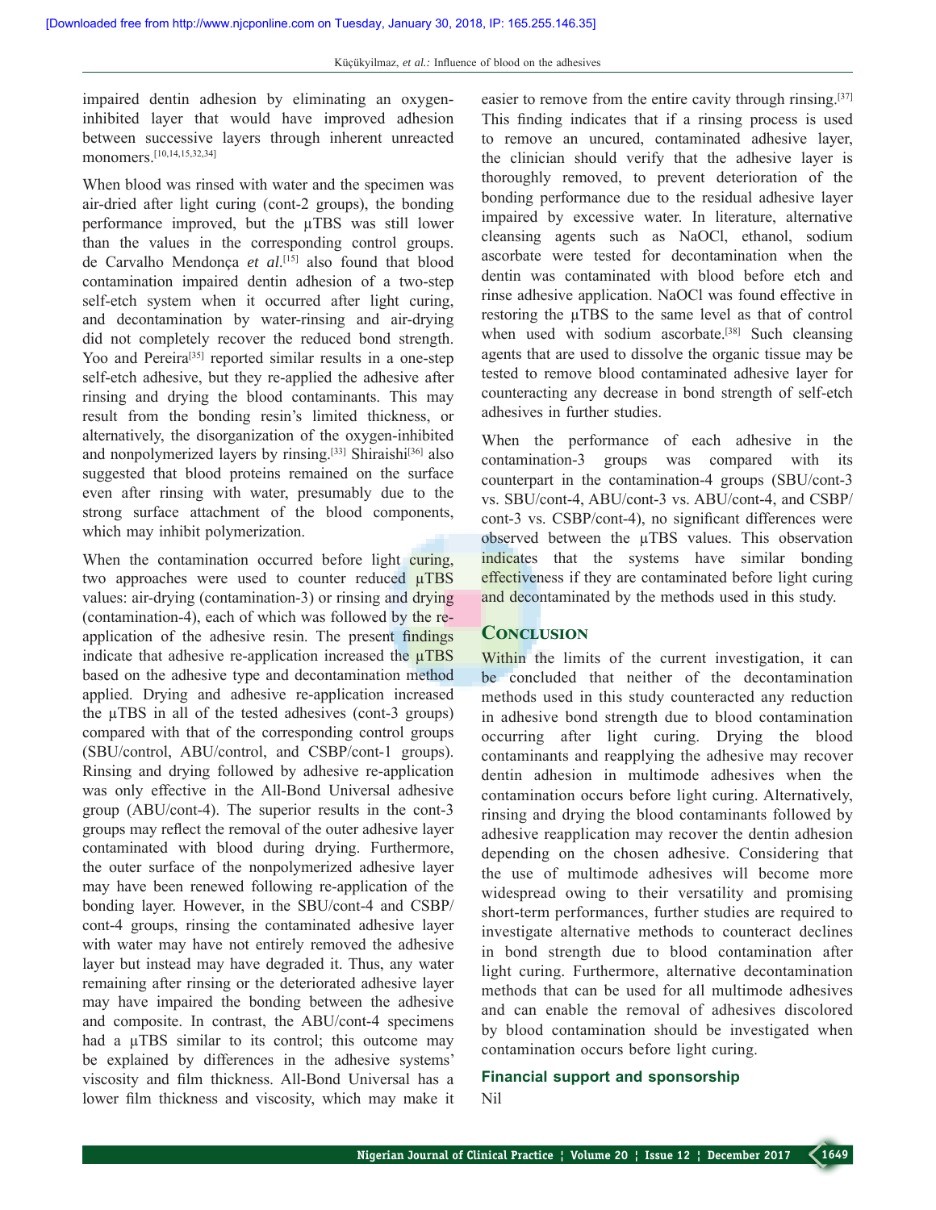impaired dentin adhesion by eliminating an oxygen-inhibited layer that would have improved adhesion between successive layers through inherent unreacted monomers.[10,14,15,32,34]

When blood was rinsed with water and the specimen was air-dried after light curing (cont-2 groups), the bonding performance improved, but the µTBS was still lower than the values in the corresponding control groups. de Carvalho Mendonça *et al*.[15] also found that blood contamination impaired dentin adhesion of a two-step self-etch system when it occurred after light curing, and decontamination by water-rinsing and air-drying did not completely recover the reduced bond strength. Yoo and Pereira[35] reported similar results in a one-step self-etch adhesive, but they re-applied the adhesive after rinsing and drying the blood contaminants. This may result from the bonding resin's limited thickness, or alternatively, the disorganization of the oxygen-inhibited and nonpolymerized layers by rinsing.[33] Shiraishi[36] also suggested that blood proteins remained on the surface even after rinsing with water, presumably due to the strong surface attachment of the blood components, which may inhibit polymerization.

When the contamination occurred before light curing, two approaches were used to counter reduced µTBS values: air-drying (contamination-3) or rinsing and drying (contamination-4), each of which was followed by the re-application of the adhesive resin. The present findings indicate that adhesive re-application increased the µTBS based on the adhesive type and decontamination method applied. Drying and adhesive re-application increased the µTBS in all of the tested adhesives (cont-3 groups) compared with that of the corresponding control groups (SBU/control, ABU/control, and CSBP/cont-1 groups). Rinsing and drying followed by adhesive re-application was only effective in the All-Bond Universal adhesive group (ABU/cont-4). The superior results in the cont-3 groups may reflect the removal of the outer adhesive layer contaminated with blood during drying. Furthermore, the outer surface of the nonpolymerized adhesive layer may have been renewed following re-application of the bonding layer. However, in the SBU/cont-4 and CSBP/cont-4 groups, rinsing the contaminated adhesive layer with water may have not entirely removed the adhesive layer but instead may have degraded it. Thus, any water remaining after rinsing or the deteriorated adhesive layer may have impaired the bonding between the adhesive and composite. In contrast, the ABU/cont-4 specimens had a µTBS similar to its control; this outcome may be explained by differences in the adhesive systems' viscosity and film thickness. All-Bond Universal has a lower film thickness and viscosity, which may make it easier to remove from the entire cavity through rinsing.[37] This finding indicates that if a rinsing process is used to remove an uncured, contaminated adhesive layer, the clinician should verify that the adhesive layer is thoroughly removed, to prevent deterioration of the bonding performance due to the residual adhesive layer impaired by excessive water. In literature, alternative cleansing agents such as NaOCl, ethanol, sodium ascorbate were tested for decontamination when the dentin was contaminated with blood before etch and rinse adhesive application. NaOCl was found effective in restoring the µTBS to the same level as that of control when used with sodium ascorbate.[38] Such cleansing agents that are used to dissolve the organic tissue may be tested to remove blood contaminated adhesive layer for counteracting any decrease in bond strength of self-etch adhesives in further studies.

When the performance of each adhesive in the contamination-3 groups was compared with its counterpart in the contamination-4 groups (SBU/cont-3 vs. SBU/cont-4, ABU/cont-3 vs. ABU/cont-4, and CSBP/cont-3 vs. CSBP/cont-4), no significant differences were observed between the µTBS values. This observation indicates that the systems have similar bonding effectiveness if they are contaminated before light curing and decontaminated by the methods used in this study.

## Conclusion

Within the limits of the current investigation, it can be concluded that neither of the decontamination methods used in this study counteracted any reduction in adhesive bond strength due to blood contamination occurring after light curing. Drying the blood contaminants and reapplying the adhesive may recover dentin adhesion in multimode adhesives when the contamination occurs before light curing. Alternatively, rinsing and drying the blood contaminants followed by adhesive reapplication may recover the dentin adhesion depending on the chosen adhesive. Considering that the use of multimode adhesives will become more widespread owing to their versatility and promising short-term performances, further studies are required to investigate alternative methods to counteract declines in bond strength due to blood contamination after light curing. Furthermore, alternative decontamination methods that can be used for all multimode adhesives and can enable the removal of adhesives discolored by blood contamination should be investigated when contamination occurs before light curing.

### Financial support and sponsorship

Nil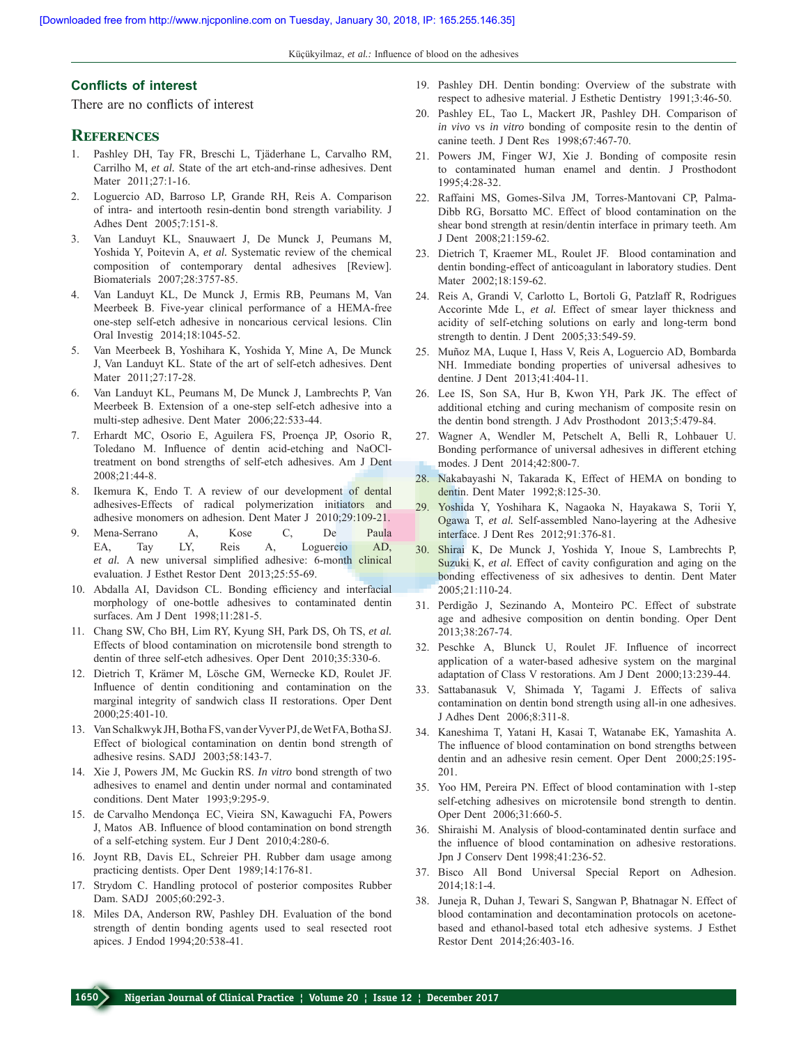## Conflicts of interest

There are no conflicts of interest

## References

1. Pashley DH, Tay FR, Breschi L, Tjäderhane L, Carvalho RM, Carrilho M, *et al.* State of the art etch-and-rinse adhesives. Dent Mater 2011;27:1-16.
2. Loguercio AD, Barroso LP, Grande RH, Reis A. Comparison of intra- and intertooth resin-dentin bond strength variability. J Adhes Dent 2005;7:151-8.
3. Van Landuyt KL, Snauwaert J, De Munck J, Peumans M, Yoshida Y, Poitevin A, *et al.* Systematic review of the chemical composition of contemporary dental adhesives [Review]. Biomaterials 2007;28:3757-85.
4. Van Landuyt KL, De Munck J, Ermis RB, Peumans M, Van Meerbeek B. Five-year clinical performance of a HEMA-free one-step self-etch adhesive in noncarious cervical lesions. Clin Oral Investig 2014;18:1045-52.
5. Van Meerbeek B, Yoshihara K, Yoshida Y, Mine A, De Munck J, Van Landuyt KL. State of the art of self-etch adhesives. Dent Mater 2011;27:17-28.
6. Van Landuyt KL, Peumans M, De Munck J, Lambrechts P, Van Meerbeek B. Extension of a one-step self-etch adhesive into a multi-step adhesive. Dent Mater 2006;22:533-44.
7. Erhardt MC, Osorio E, Aguilera FS, Proença JP, Osorio R, Toledano M. Influence of dentin acid-etching and NaOCl-treatment on bond strengths of self-etch adhesives. Am J Dent 2008;21:44-8.
8. Ikemura K, Endo T. A review of our development of dental adhesives-Effects of radical polymerization initiators and adhesive monomers on adhesion. Dent Mater J 2010;29:109-21.
9. Mena-Serrano A, Kose C, De Paula EA, Tay LY, Reis A, Loguercio AD, *et al.* A new universal simplified adhesive: 6-month clinical evaluation. J Esthet Restor Dent 2013;25:55-69.
10. Abdalla AI, Davidson CL. Bonding efficiency and interfacial morphology of one-bottle adhesives to contaminated dentin surfaces. Am J Dent 1998;11:281-5.
11. Chang SW, Cho BH, Lim RY, Kyung SH, Park DS, Oh TS, *et al.* Effects of blood contamination on microtensile bond strength to dentin of three self-etch adhesives. Oper Dent 2010;35:330-6.
12. Dietrich T, Krämer M, Lösche GM, Wernecke KD, Roulet JF. Influence of dentin conditioning and contamination on the marginal integrity of sandwich class II restorations. Oper Dent 2000;25:401-10.
13. Van Schalkwyk JH, Botha FS, van der Vyver PJ, de Wet FA, Botha SJ. Effect of biological contamination on dentin bond strength of adhesive resins. SADJ 2003;58:143-7.
14. Xie J, Powers JM, Mc Guckin RS. *In vitro* bond strength of two adhesives to enamel and dentin under normal and contaminated conditions. Dent Mater 1993;9:295-9.
15. de Carvalho Mendonça EC, Vieira SN, Kawaguchi FA, Powers J, Matos AB. Influence of blood contamination on bond strength of a self-etching system. Eur J Dent 2010;4:280-6.
16. Joynt RB, Davis EL, Schreier PH. Rubber dam usage among practicing dentists. Oper Dent 1989;14:176-81.
17. Strydom C. Handling protocol of posterior composites Rubber Dam. SADJ 2005;60:292-3.
18. Miles DA, Anderson RW, Pashley DH. Evaluation of the bond strength of dentin bonding agents used to seal resected root apices. J Endod 1994;20:538-41.
19. Pashley DH. Dentin bonding: Overview of the substrate with respect to adhesive material. J Esthetic Dentistry 1991;3:46-50.
20. Pashley EL, Tao L, Mackert JR, Pashley DH. Comparison of *in vivo* vs *in vitro* bonding of composite resin to the dentin of canine teeth. J Dent Res 1998;67:467-70.
21. Powers JM, Finger WJ, Xie J. Bonding of composite resin to contaminated human enamel and dentin. J Prosthodont 1995;4:28-32.
22. Raffaini MS, Gomes-Silva JM, Torres-Mantovani CP, Palma-Dibb RG, Borsatto MC. Effect of blood contamination on the shear bond strength at resin/dentin interface in primary teeth. Am J Dent 2008;21:159-62.
23. Dietrich T, Kraemer ML, Roulet JF. Blood contamination and dentin bonding-effect of anticoagulant in laboratory studies. Dent Mater 2002;18:159-62.
24. Reis A, Grandi V, Carlotto L, Bortoli G, Patzlaff R, Rodrigues Accorinte Mde L, *et al.* Effect of smear layer thickness and acidity of self-etching solutions on early and long-term bond strength to dentin. J Dent 2005;33:549-59.
25. Muñoz MA, Luque I, Hass V, Reis A, Loguercio AD, Bombarda NH. Immediate bonding properties of universal adhesives to dentine. J Dent 2013;41:404-11.
26. Lee IS, Son SA, Hur B, Kwon YH, Park JK. The effect of additional etching and curing mechanism of composite resin on the dentin bond strength. J Adv Prosthodont 2013;5:479-84.
27. Wagner A, Wendler M, Petschelt A, Belli R, Lohbauer U. Bonding performance of universal adhesives in different etching modes. J Dent 2014;42:800-7.
28. Nakabayashi N, Takarada K, Effect of HEMA on bonding to dentin. Dent Mater 1992;8:125-30.
29. Yoshida Y, Yoshihara K, Nagaoka N, Hayakawa S, Torii Y, Ogawa T, *et al.* Self-assembled Nano-layering at the Adhesive interface. J Dent Res 2012;91:376-81.
30. Shirai K, De Munck J, Yoshida Y, Inoue S, Lambrechts P, Suzuki K, *et al.* Effect of cavity configuration and aging on the bonding effectiveness of six adhesives to dentin. Dent Mater 2005;21:110-24.
31. Perdigão J, Sezinando A, Monteiro PC. Effect of substrate age and adhesive composition on dentin bonding. Oper Dent 2013;38:267-74.
32. Peschke A, Blunck U, Roulet JF. Influence of incorrect application of a water-based adhesive system on the marginal adaptation of Class V restorations. Am J Dent 2000;13:239-44.
33. Sattabanasuk V, Shimada Y, Tagami J. Effects of saliva contamination on dentin bond strength using all-in one adhesives. J Adhes Dent 2006;8:311-8.
34. Kaneshima T, Yatani H, Kasai T, Watanabe EK, Yamashita A. The influence of blood contamination on bond strengths between dentin and an adhesive resin cement. Oper Dent 2000;25:195-201.
35. Yoo HM, Pereira PN. Effect of blood contamination with 1-step self-etching adhesives on microtensile bond strength to dentin. Oper Dent 2006;31:660-5.
36. Shiraishi M. Analysis of blood-contaminated dentin surface and the influence of blood contamination on adhesive restorations. Jpn J Conserv Dent 1998;41:236-52.
37. Bisco All Bond Universal Special Report on Adhesion. 2014;18:1-4.
38. Juneja R, Duhan J, Tewari S, Sangwan P, Bhatnagar N. Effect of blood contamination and decontamination protocols on acetone-based and ethanol-based total etch adhesive systems. J Esthet Restor Dent 2014;26:403-16.